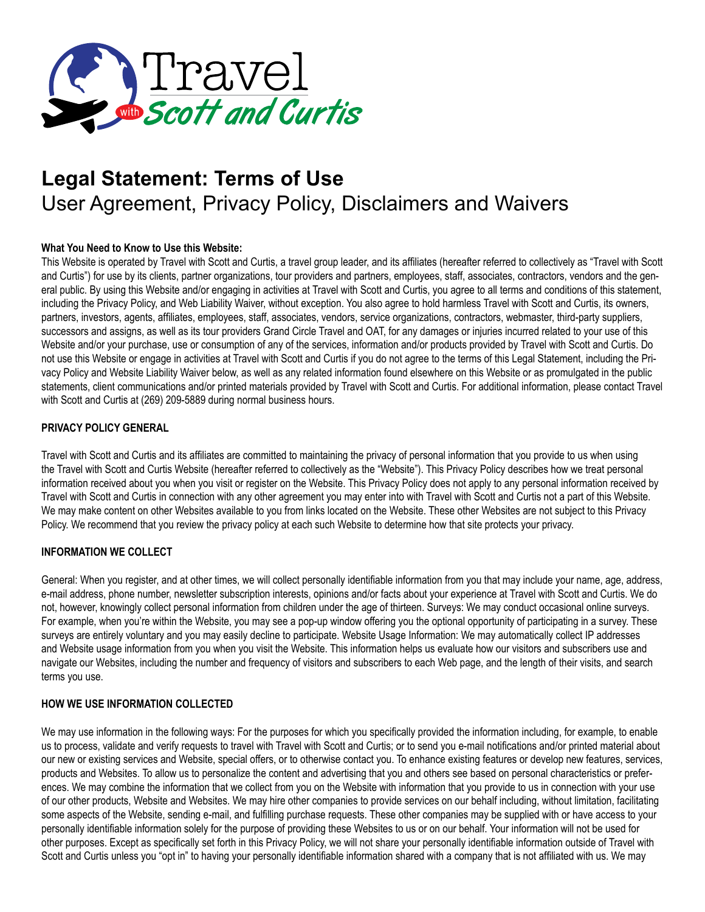Travel with Scott and Curtis

# Legal Statement: Terms of Use

## User Agreement, Privacy Policy, Disclaimers and Waivers

**What You Need to Know to Use this Website:**

This Website is operated by Travel with Scott and Curtis, a travel group leader, and its affiliates (hereafter referred to collectively as "Travel with Scott and Curtis") for use by its clients, partner organizations, tour providers and partners, employees, staff, associates, contractors, vendors and the general public. By using this Website and/or engaging in activities at Travel with Scott and Curtis, you agree to all terms and conditions of this statement, including the Privacy Policy, and Web Liability Waiver, without exception. You also agree to hold harmless Travel with Scott and Curtis, its owners, partners, investors, agents, affiliates, employees, staff, associates, vendors, service organizations, contractors, webmaster, third-party suppliers, successors and assigns, as well as its tour providers Grand Circle Travel and OAT, for any damages or injuries incurred related to your use of this Website and/or your purchase, use or consumption of any of the services, information and/or products provided by Travel with Scott and Curtis. Do not use this Website or engage in activities at Travel with Scott and Curtis if you do not agree to the terms of this Legal Statement, including the Privacy Policy and Website Liability Waiver below, as well as any related information found elsewhere on this Website or as promulgated in the public statements, client communications and/or printed materials provided by Travel with Scott and Curtis. For additional information, please contact Travel with Scott and Curtis at (269) 209-5889 during normal business hours.

**PRIVACY POLICY GENERAL**

Travel with Scott and Curtis and its affiliates are committed to maintaining the privacy of personal information that you provide to us when using the Travel with Scott and Curtis Website (hereafter referred to collectively as the "Website"). This Privacy Policy describes how we treat personal information received about you when you visit or register on the Website. This Privacy Policy does not apply to any personal information received by Travel with Scott and Curtis in connection with any other agreement you may enter into with Travel with Scott and Curtis not a part of this Website. We may make content on other Websites available to you from links located on the Website. These other Websites are not subject to this Privacy Policy. We recommend that you review the privacy policy at each such Website to determine how that site protects your privacy.

**INFORMATION WE COLLECT**

General: When you register, and at other times, we will collect personally identifiable information from you that may include your name, age, address, e-mail address, phone number, newsletter subscription interests, opinions and/or facts about your experience at Travel with Scott and Curtis. We do not, however, knowingly collect personal information from children under the age of thirteen. Surveys: We may conduct occasional online surveys. For example, when you're within the Website, you may see a pop-up window offering you the optional opportunity of participating in a survey. These surveys are entirely voluntary and you may easily decline to participate. Website Usage Information: We may automatically collect IP addresses and Website usage information from you when you visit the Website. This information helps us evaluate how our visitors and subscribers use and navigate our Websites, including the number and frequency of visitors and subscribers to each Web page, and the length of their visits, and search terms you use.

**HOW WE USE INFORMATION COLLECTED**

We may use information in the following ways: For the purposes for which you specifically provided the information including, for example, to enable us to process, validate and verify requests to travel with Travel with Scott and Curtis; or to send you e-mail notifications and/or printed material about our new or existing services and Website, special offers, or to otherwise contact you. To enhance existing features or develop new features, services, products and Websites. To allow us to personalize the content and advertising that you and others see based on personal characteristics or preferences. We may combine the information that we collect from you on the Website with information that you provide to us in connection with your use of our other products, Website and Websites. We may hire other companies to provide services on our behalf including, without limitation, facilitating some aspects of the Website, sending e-mail, and fulfilling purchase requests. These other companies may be supplied with or have access to your personally identifiable information solely for the purpose of providing these Websites to us or on our behalf. Your information will not be used for other purposes. Except as specifically set forth in this Privacy Policy, we will not share your personally identifiable information outside of Travel with Scott and Curtis unless you "opt in" to having your personally identifiable information shared with a company that is not affiliated with us. We may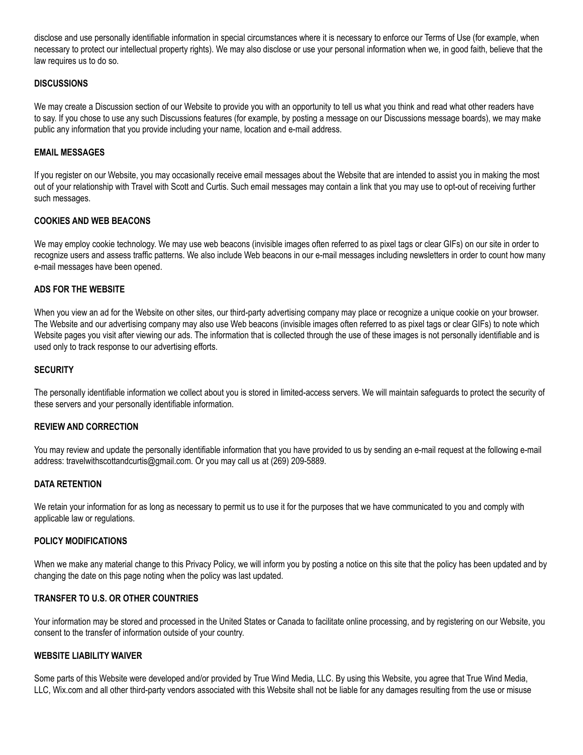disclose and use personally identifiable information in special circumstances where it is necessary to enforce our Terms of Use (for example, when necessary to protect our intellectual property rights). We may also disclose or use your personal information when we, in good faith, believe that the law requires us to do so.

### DISCUSSIONS

We may create a Discussion section of our Website to provide you with an opportunity to tell us what you think and read what other readers have to say. If you chose to use any such Discussions features (for example, by posting a message on our Discussions message boards), we may make public any information that you provide including your name, location and e-mail address.

### EMAIL MESSAGES

If you register on our Website, you may occasionally receive email messages about the Website that are intended to assist you in making the most out of your relationship with Travel with Scott and Curtis. Such email messages may contain a link that you may use to opt-out of receiving further such messages.

### COOKIES AND WEB BEACONS

We may employ cookie technology. We may use web beacons (invisible images often referred to as pixel tags or clear GIFs) on our site in order to recognize users and assess traffic patterns. We also include Web beacons in our e-mail messages including newsletters in order to count how many e-mail messages have been opened.

### ADS FOR THE WEBSITE

When you view an ad for the Website on other sites, our third-party advertising company may place or recognize a unique cookie on your browser. The Website and our advertising company may also use Web beacons (invisible images often referred to as pixel tags or clear GIFs) to note which Website pages you visit after viewing our ads. The information that is collected through the use of these images is not personally identifiable and is used only to track response to our advertising efforts.

### SECURITY

The personally identifiable information we collect about you is stored in limited-access servers. We will maintain safeguards to protect the security of these servers and your personally identifiable information.

### REVIEW AND CORRECTION

You may review and update the personally identifiable information that you have provided to us by sending an e-mail request at the following e-mail address: travelwithscottandcurtis@gmail.com. Or you may call us at (269) 209-5889.

### DATA RETENTION

We retain your information for as long as necessary to permit us to use it for the purposes that we have communicated to you and comply with applicable law or regulations.

### POLICY MODIFICATIONS

When we make any material change to this Privacy Policy, we will inform you by posting a notice on this site that the policy has been updated and by changing the date on this page noting when the policy was last updated.

### TRANSFER TO U.S. OR OTHER COUNTRIES

Your information may be stored and processed in the United States or Canada to facilitate online processing, and by registering on our Website, you consent to the transfer of information outside of your country.

### WEBSITE LIABILITY WAIVER

Some parts of this Website were developed and/or provided by True Wind Media, LLC. By using this Website, you agree that True Wind Media, LLC, Wix.com and all other third-party vendors associated with this Website shall not be liable for any damages resulting from the use or misuse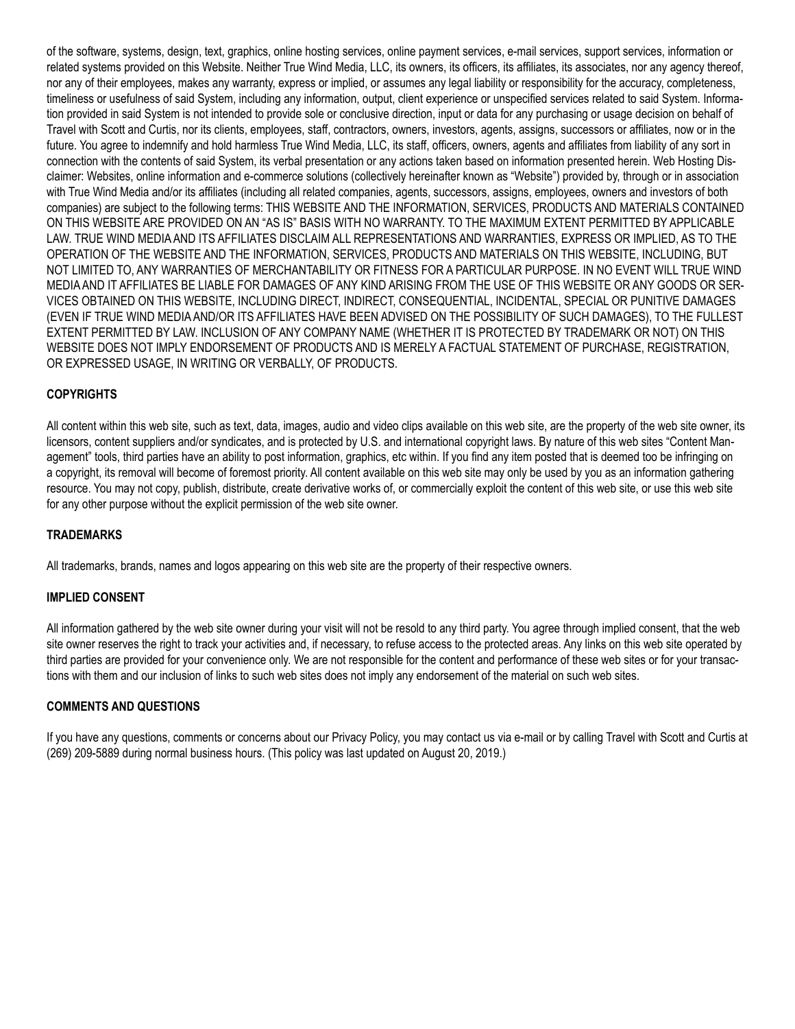of the software, systems, design, text, graphics, online hosting services, online payment services, e-mail services, support services, information or related systems provided on this Website. Neither True Wind Media, LLC, its owners, its officers, its affiliates, its associates, nor any agency thereof, nor any of their employees, makes any warranty, express or implied, or assumes any legal liability or responsibility for the accuracy, completeness, timeliness or usefulness of said System, including any information, output, client experience or unspecified services related to said System. Information provided in said System is not intended to provide sole or conclusive direction, input or data for any purchasing or usage decision on behalf of Travel with Scott and Curtis, nor its clients, employees, staff, contractors, owners, investors, agents, assigns, successors or affiliates, now or in the future. You agree to indemnify and hold harmless True Wind Media, LLC, its staff, officers, owners, agents and affiliates from liability of any sort in connection with the contents of said System, its verbal presentation or any actions taken based on information presented herein. Web Hosting Disclaimer: Websites, online information and e-commerce solutions (collectively hereinafter known as "Website") provided by, through or in association with True Wind Media and/or its affiliates (including all related companies, agents, successors, assigns, employees, owners and investors of both companies) are subject to the following terms: THIS WEBSITE AND THE INFORMATION, SERVICES, PRODUCTS AND MATERIALS CONTAINED ON THIS WEBSITE ARE PROVIDED ON AN "AS IS" BASIS WITH NO WARRANTY. TO THE MAXIMUM EXTENT PERMITTED BY APPLICABLE LAW. TRUE WIND MEDIA AND ITS AFFILIATES DISCLAIM ALL REPRESENTATIONS AND WARRANTIES, EXPRESS OR IMPLIED, AS TO THE OPERATION OF THE WEBSITE AND THE INFORMATION, SERVICES, PRODUCTS AND MATERIALS ON THIS WEBSITE, INCLUDING, BUT NOT LIMITED TO, ANY WARRANTIES OF MERCHANTABILITY OR FITNESS FOR A PARTICULAR PURPOSE. IN NO EVENT WILL TRUE WIND MEDIA AND IT AFFILIATES BE LIABLE FOR DAMAGES OF ANY KIND ARISING FROM THE USE OF THIS WEBSITE OR ANY GOODS OR SERVICES OBTAINED ON THIS WEBSITE, INCLUDING DIRECT, INDIRECT, CONSEQUENTIAL, INCIDENTAL, SPECIAL OR PUNITIVE DAMAGES (EVEN IF TRUE WIND MEDIA AND/OR ITS AFFILIATES HAVE BEEN ADVISED ON THE POSSIBILITY OF SUCH DAMAGES), TO THE FULLEST EXTENT PERMITTED BY LAW. INCLUSION OF ANY COMPANY NAME (WHETHER IT IS PROTECTED BY TRADEMARK OR NOT) ON THIS WEBSITE DOES NOT IMPLY ENDORSEMENT OF PRODUCTS AND IS MERELY A FACTUAL STATEMENT OF PURCHASE, REGISTRATION, OR EXPRESSED USAGE, IN WRITING OR VERBALLY, OF PRODUCTS.

**COPYRIGHTS**

All content within this web site, such as text, data, images, audio and video clips available on this web site, are the property of the web site owner, its licensors, content suppliers and/or syndicates, and is protected by U.S. and international copyright laws. By nature of this web sites "Content Management" tools, third parties have an ability to post information, graphics, etc within. If you find any item posted that is deemed too be infringing on a copyright, its removal will become of foremost priority. All content available on this web site may only be used by you as an information gathering resource. You may not copy, publish, distribute, create derivative works of, or commercially exploit the content of this web site, or use this web site for any other purpose without the explicit permission of the web site owner.

**TRADEMARKS**

All trademarks, brands, names and logos appearing on this web site are the property of their respective owners.

**IMPLIED CONSENT**

All information gathered by the web site owner during your visit will not be resold to any third party. You agree through implied consent, that the web site owner reserves the right to track your activities and, if necessary, to refuse access to the protected areas. Any links on this web site operated by third parties are provided for your convenience only. We are not responsible for the content and performance of these web sites or for your transactions with them and our inclusion of links to such web sites does not imply any endorsement of the material on such web sites.

**COMMENTS AND QUESTIONS**

If you have any questions, comments or concerns about our Privacy Policy, you may contact us via e-mail or by calling Travel with Scott and Curtis at (269) 209-5889 during normal business hours. (This policy was last updated on August 20, 2019.)